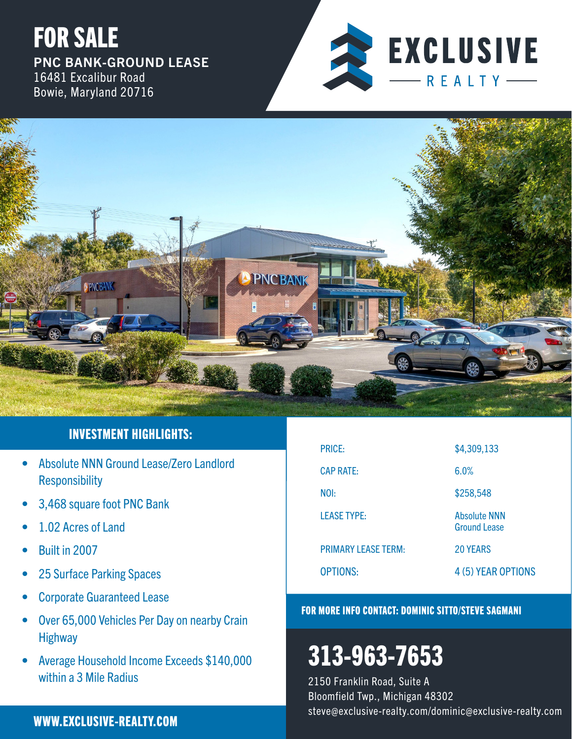# FOR SALE

**PNC BANK-GROUND LEASE**
16481 Excalibur Road
Bowie, Maryland 20716

EXCLUSIVE REALTY

## INVESTMENT HIGHLIGHTS:

- Absolute NNN Ground Lease/Zero Landlord Responsibility
- 3,468 square foot PNC Bank
- 1.02 Acres of Land
- Built in 2007
- 25 Surface Parking Spaces
- Corporate Guaranteed Lease
- Over 65,000 Vehicles Per Day on nearby Crain Highway
- Average Household Income Exceeds $140,000 within a 3 Mile Radius

| | |
|---|---|
| PRICE: | $4,309,133 |
| CAP RATE: | 6.0% |
| NOI: | $258,548 |
| LEASE TYPE: | Absolute NNN Ground Lease |
| PRIMARY LEASE TERM: | 20 YEARS |
| OPTIONS: | 4 (5) YEAR OPTIONS |

**FOR MORE INFO CONTACT: DOMINIC SITTO/STEVE SAGMANI**

# 313-963-7653

2150 Franklin Road, Suite A
Bloomfield Twp., Michigan 48302
steve@exclusive-realty.com/dominic@exclusive-realty.com

**WWW.EXCLUSIVE-REALTY.COM**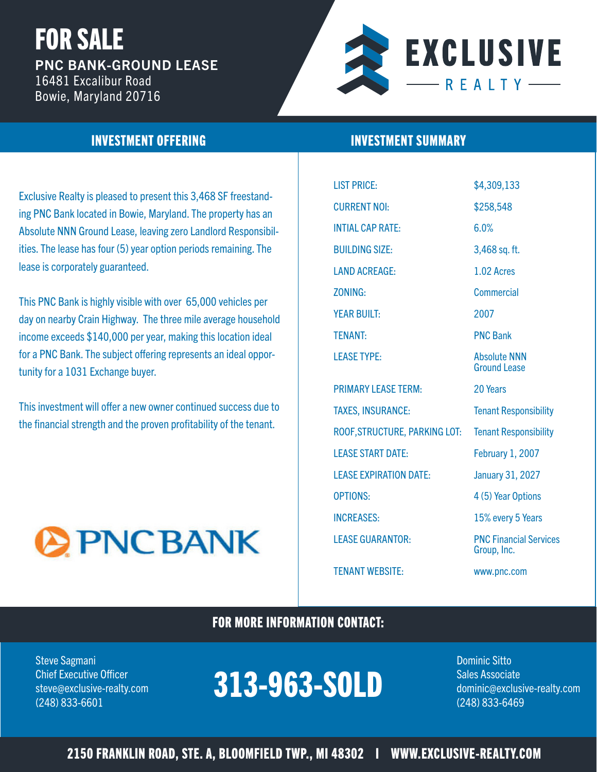# FOR SALE

**PNC BANK-GROUND LEASE**
16481 Excalibur Road
Bowie, Maryland 20716

EXCLUSIVE REALTY

## INVESTMENT OFFERING

Exclusive Realty is pleased to present this 3,468 SF freestanding PNC Bank located in Bowie, Maryland. The property has an Absolute NNN Ground Lease, leaving zero Landlord Responsibilities. The lease has four (5) year option periods remaining. The lease is corporately guaranteed.

This PNC Bank is highly visible with over 65,000 vehicles per day on nearby Crain Highway. The three mile average household income exceeds $140,000 per year, making this location ideal for a PNC Bank. The subject offering represents an ideal opportunity for a 1031 Exchange buyer.

This investment will offer a new owner continued success due to the financial strength and the proven profitability of the tenant.

PNC BANK

## INVESTMENT SUMMARY

| | |
|---|---|
| LIST PRICE: | $4,309,133 |
| CURRENT NOI: | $258,548 |
| INTIAL CAP RATE: | 6.0% |
| BUILDING SIZE: | 3,468 sq. ft. |
| LAND ACREAGE: | 1.02 Acres |
| ZONING: | Commercial |
| YEAR BUILT: | 2007 |
| TENANT: | PNC Bank |
| LEASE TYPE: | Absolute NNN Ground Lease |
| PRIMARY LEASE TERM: | 20 Years |
| TAXES, INSURANCE: | Tenant Responsibility |
| ROOF,STRUCTURE, PARKING LOT: | Tenant Responsibility |
| LEASE START DATE: | February 1, 2007 |
| LEASE EXPIRATION DATE: | January 31, 2027 |
| OPTIONS: | 4 (5) Year Options |
| INCREASES: | 15% every 5 Years |
| LEASE GUARANTOR: | PNC Financial Services Group, Inc. |
| TENANT WEBSITE: | www.pnc.com |

## FOR MORE INFORMATION CONTACT:

Steve Sagmani
Chief Executive Officer
steve@exclusive-realty.com
(248) 833-6601

**313-963-SOLD**

Dominic Sitto
Sales Associate
dominic@exclusive-realty.com
(248) 833-6469

**2150 FRANKLIN ROAD, STE. A, BLOOMFIELD TWP., MI 48302 | WWW.EXCLUSIVE-REALTY.COM**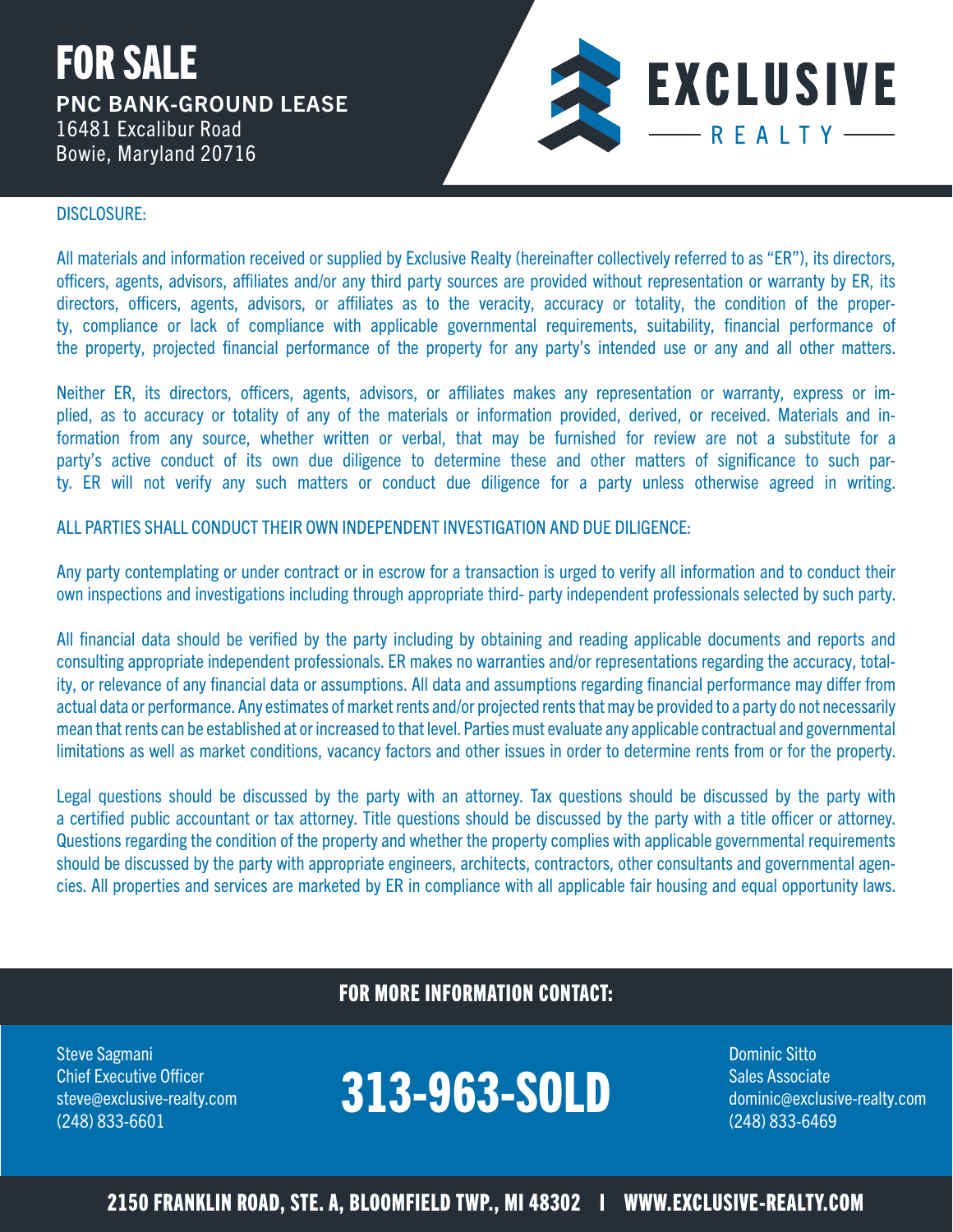# FOR SALE

**PNC BANK-GROUND LEASE**
16481 Excalibur Road
Bowie, Maryland 20716

EXCLUSIVE
REALTY

DISCLOSURE:

All materials and information received or supplied by Exclusive Realty (hereinafter collectively referred to as "ER"), its directors, officers, agents, advisors, affiliates and/or any third party sources are provided without representation or warranty by ER, its directors, officers, agents, advisors, or affiliates as to the veracity, accuracy or totality, the condition of the property, compliance or lack of compliance with applicable governmental requirements, suitability, financial performance of the property, projected financial performance of the property for any party's intended use or any and all other matters.

Neither ER, its directors, officers, agents, advisors, or affiliates makes any representation or warranty, express or implied, as to accuracy or totality of any of the materials or information provided, derived, or received. Materials and information from any source, whether written or verbal, that may be furnished for review are not a substitute for a party's active conduct of its own due diligence to determine these and other matters of significance to such party. ER will not verify any such matters or conduct due diligence for a party unless otherwise agreed in writing.

ALL PARTIES SHALL CONDUCT THEIR OWN INDEPENDENT INVESTIGATION AND DUE DILIGENCE:

Any party contemplating or under contract or in escrow for a transaction is urged to verify all information and to conduct their own inspections and investigations including through appropriate third- party independent professionals selected by such party.

All financial data should be verified by the party including by obtaining and reading applicable documents and reports and consulting appropriate independent professionals. ER makes no warranties and/or representations regarding the accuracy, totality, or relevance of any financial data or assumptions. All data and assumptions regarding financial performance may differ from actual data or performance. Any estimates of market rents and/or projected rents that may be provided to a party do not necessarily mean that rents can be established at or increased to that level. Parties must evaluate any applicable contractual and governmental limitations as well as market conditions, vacancy factors and other issues in order to determine rents from or for the property.

Legal questions should be discussed by the party with an attorney. Tax questions should be discussed by the party with a certified public accountant or tax attorney. Title questions should be discussed by the party with a title officer or attorney. Questions regarding the condition of the property and whether the property complies with applicable governmental requirements should be discussed by the party with appropriate engineers, architects, contractors, other consultants and governmental agencies. All properties and services are marketed by ER in compliance with all applicable fair housing and equal opportunity laws.

## FOR MORE INFORMATION CONTACT:

Steve Sagmani
Chief Executive Officer
steve@exclusive-realty.com
(248) 833-6601

**313-963-SOLD**

Dominic Sitto
Sales Associate
dominic@exclusive-realty.com
(248) 833-6469

**2150 FRANKLIN ROAD, STE. A, BLOOMFIELD TWP., MI 48302 | WWW.EXCLUSIVE-REALTY.COM**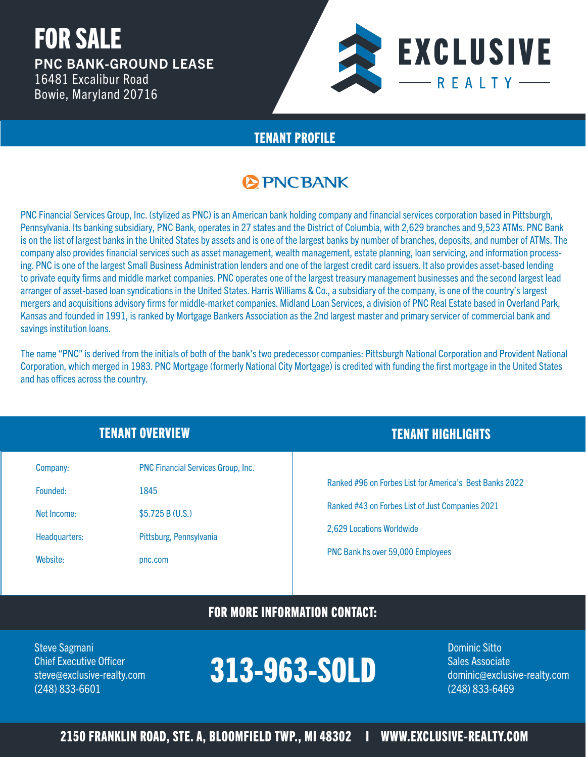# FOR SALE

**PNC BANK-GROUND LEASE**
16481 Excalibur Road
Bowie, Maryland 20716

EXCLUSIVE REALTY

## TENANT PROFILE

PNC BANK

PNC Financial Services Group, Inc. (stylized as PNC) is an American bank holding company and financial services corporation based in Pittsburgh, Pennsylvania. Its banking subsidiary, PNC Bank, operates in 27 states and the District of Columbia, with 2,629 branches and 9,523 ATMs. PNC Bank is on the list of largest banks in the United States by assets and is one of the largest banks by number of branches, deposits, and number of ATMs. The company also provides financial services such as asset management, wealth management, estate planning, loan servicing, and information processing. PNC is one of the largest Small Business Administration lenders and one of the largest credit card issuers. It also provides asset-based lending to private equity firms and middle market companies. PNC operates one of the largest treasury management businesses and the second largest lead arranger of asset-based loan syndications in the United States. Harris Williams & Co., a subsidiary of the company, is one of the country's largest mergers and acquisitions advisory firms for middle-market companies. Midland Loan Services, a division of PNC Real Estate based in Overland Park, Kansas and founded in 1991, is ranked by Mortgage Bankers Association as the 2nd largest master and primary servicer of commercial bank and savings institution loans.

The name "PNC" is derived from the initials of both of the bank's two predecessor companies: Pittsburgh National Corporation and Provident National Corporation, which merged in 1983. PNC Mortgage (formerly National City Mortgage) is credited with funding the first mortgage in the United States and has offices across the country.

## TENANT OVERVIEW

| | |
|---|---|
| Company: | PNC Financial Services Group, Inc. |
| Founded: | 1845 |
| Net Income: | $5.725 B (U.S.) |
| Headquarters: | Pittsburg, Pennsylvania |
| Website: | pnc.com |

## TENANT HIGHLIGHTS

- Ranked #96 on Forbes List for America's Best Banks 2022
- Ranked #43 on Forbes List of Just Companies 2021
- 2,629 Locations Worldwide
- PNC Bank hs over 59,000 Employees

## FOR MORE INFORMATION CONTACT:

Steve Sagmani
Chief Executive Officer
steve@exclusive-realty.com
(248) 833-6601

**313-963-SOLD**

Dominic Sitto
Sales Associate
dominic@exclusive-realty.com
(248) 833-6469

2150 FRANKLIN ROAD, STE. A, BLOOMFIELD TWP., MI 48302 | WWW.EXCLUSIVE-REALTY.COM